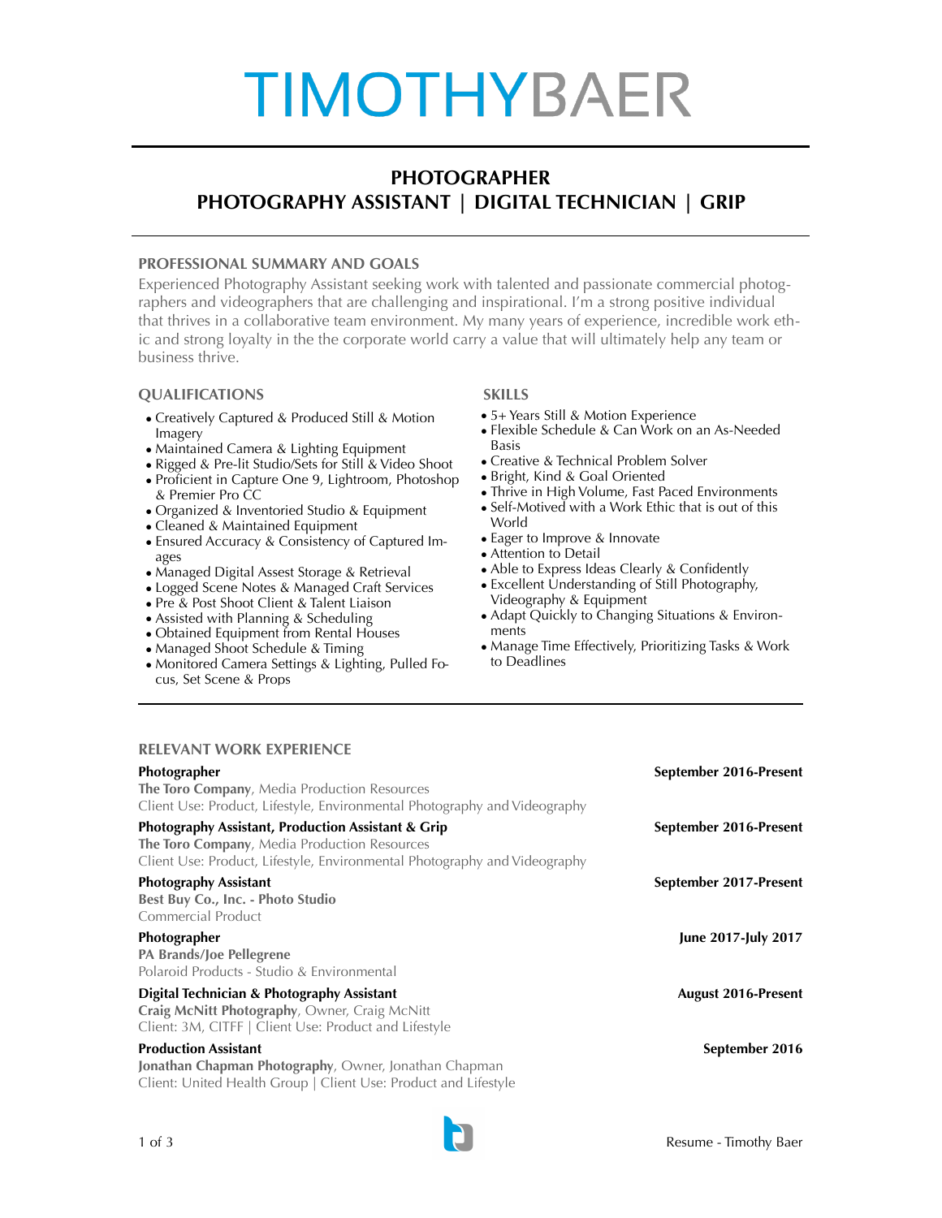# TIMOTHYBAER

## PHOTOGRAPHER
## PHOTOGRAPHY ASSISTANT | DIGITAL TECHNICIAN | GRIP

### PROFESSIONAL SUMMARY AND GOALS

Experienced Photography Assistant seeking work with talented and passionate commercial photographers and videographers that are challenging and inspirational. I'm a strong positive individual that thrives in a collaborative team environment. My many years of experience, incredible work ethic and strong loyalty in the the corporate world carry a value that will ultimately help any team or business thrive.

### QUALIFICATIONS

- Creatively Captured & Produced Still & Motion Imagery
- Maintained Camera & Lighting Equipment
- Rigged & Pre-lit Studio/Sets for Still & Video Shoot
- Proficient in Capture One 9, Lightroom, Photoshop & Premier Pro CC
- Organized & Inventoried Studio & Equipment
- Cleaned & Maintained Equipment
- Ensured Accuracy & Consistency of Captured Images
- Managed Digital Assest Storage & Retrieval
- Logged Scene Notes & Managed Craft Services
- Pre & Post Shoot Client & Talent Liaison
- Assisted with Planning & Scheduling
- Obtained Equipment from Rental Houses
- Managed Shoot Schedule & Timing
- Monitored Camera Settings & Lighting, Pulled Focus, Set Scene & Props

### SKILLS

- 5+ Years Still & Motion Experience
- Flexible Schedule & Can Work on an As-Needed Basis
- Creative & Technical Problem Solver
- Bright, Kind & Goal Oriented
- Thrive in High Volume, Fast Paced Environments
- Self-Motived with a Work Ethic that is out of this World
- Eager to Improve & Innovate
- Attention to Detail
- Able to Express Ideas Clearly & Confidently
- Excellent Understanding of Still Photography, Videography & Equipment
- Adapt Quickly to Changing Situations & Environments
- Manage Time Effectively, Prioritizing Tasks & Work to Deadlines

### RELEVANT WORK EXPERIENCE

**Photographer** — **September 2016-Present**
**The Toro Company**, Media Production Resources
Client Use: Product, Lifestyle, Environmental Photography and Videography

**Photography Assistant, Production Assistant & Grip** — **September 2016-Present**
**The Toro Company**, Media Production Resources
Client Use: Product, Lifestyle, Environmental Photography and Videography

**Photography Assistant** — **September 2017-Present**
**Best Buy Co., Inc. - Photo Studio**
Commercial Product

**Photographer** — **June 2017-July 2017**
**PA Brands/Joe Pellegrene**
Polaroid Products - Studio & Environmental

**Digital Technician & Photography Assistant** — **August 2016-Present**
**Craig McNitt Photography**, Owner, Craig McNitt
Client: 3M, CITFF | Client Use: Product and Lifestyle

**Production Assistant** — **September 2016**
**Jonathan Chapman Photography**, Owner, Jonathan Chapman
Client: United Health Group | Client Use: Product and Lifestyle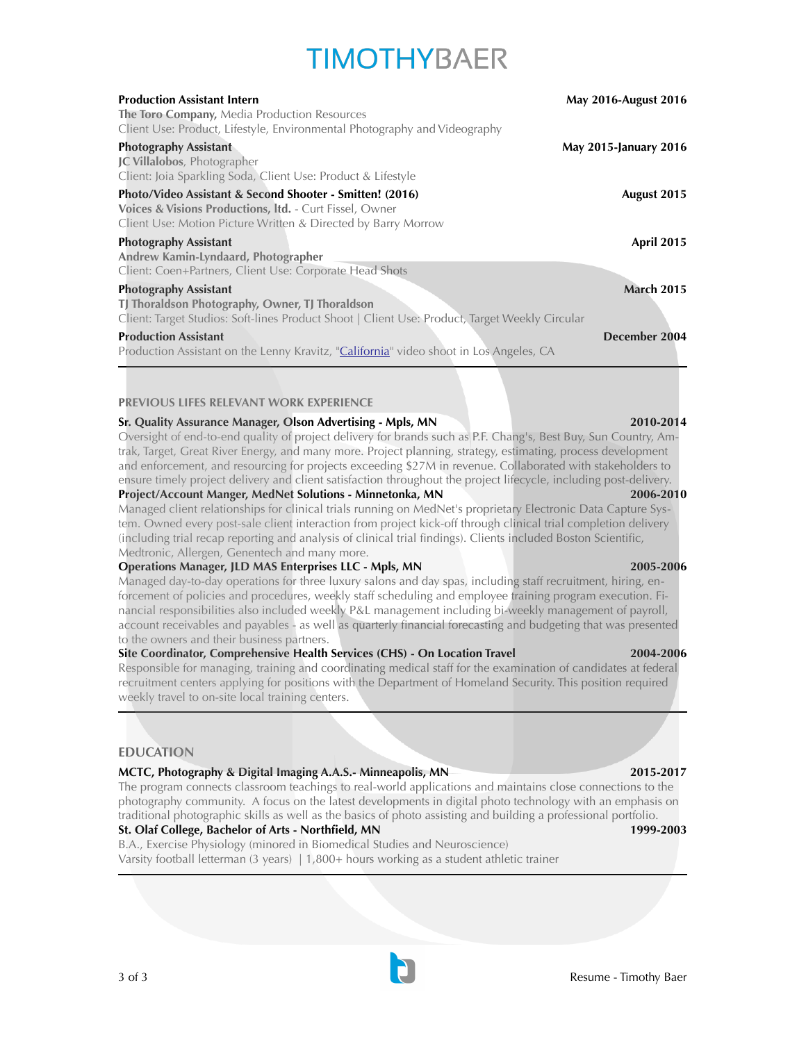# TIMOTHYBAER

**Production Assistant Intern** — **May 2016-August 2016**
**The Toro Company,** Media Production Resources
Client Use: Product, Lifestyle, Environmental Photography and Videography

**Photography Assistant** — **May 2015-January 2016**
**JC Villalobos**, Photographer
Client: Joia Sparkling Soda, Client Use: Product & Lifestyle

**Photo/Video Assistant & Second Shooter - Smitten! (2016)** — **August 2015**
**Voices & Visions Productions, ltd.** - Curt Fissel, Owner
Client Use: Motion Picture Written & Directed by Barry Morrow

**Photography Assistant** — **April 2015**
**Andrew Kamin-Lyndaard, Photographer**
Client: Coen+Partners, Client Use: Corporate Head Shots

**Photography Assistant** — **March 2015**
**TJ Thoraldson Photography, Owner, TJ Thoraldson**
Client: Target Studios: Soft-lines Product Shoot | Client Use: Product, Target Weekly Circular

**Production Assistant** — **December 2004**
Production Assistant on the Lenny Kravitz, "California" video shoot in Los Angeles, CA

---

## PREVIOUS LIFES RELEVANT WORK EXPERIENCE

**Sr. Quality Assurance Manager, Olson Advertising - Mpls, MN** — **2010-2014**
Oversight of end-to-end quality of project delivery for brands such as P.F. Chang's, Best Buy, Sun Country, Amtrak, Target, Great River Energy, and many more. Project planning, strategy, estimating, process development and enforcement, and resourcing for projects exceeding $27M in revenue. Collaborated with stakeholders to ensure timely project delivery and client satisfaction throughout the project lifecycle, including post-delivery.

**Project/Account Manger, MedNet Solutions - Minnetonka, MN** — **2006-2010**
Managed client relationships for clinical trials running on MedNet's proprietary Electronic Data Capture System. Owned every post-sale client interaction from project kick-off through clinical trial completion delivery (including trial recap reporting and analysis of clinical trial findings). Clients included Boston Scientific, Medtronic, Allergen, Genentech and many more.

**Operations Manager, JLD MAS Enterprises LLC - Mpls, MN** — **2005-2006**
Managed day-to-day operations for three luxury salons and day spas, including staff recruitment, hiring, enforcement of policies and procedures, weekly staff scheduling and employee training program execution. Financial responsibilities also included weekly P&L management including bi-weekly management of payroll, account receivables and payables - as well as quarterly financial forecasting and budgeting that was presented to the owners and their business partners.

**Site Coordinator, Comprehensive Health Services (CHS) - On Location Travel** — **2004-2006**
Responsible for managing, training and coordinating medical staff for the examination of candidates at federal recruitment centers applying for positions with the Department of Homeland Security. This position required weekly travel to on-site local training centers.

---

## EDUCATION

**MCTC, Photography & Digital Imaging A.A.S.- Minneapolis, MN** — **2015-2017**
The program connects classroom teachings to real-world applications and maintains close connections to the photography community. A focus on the latest developments in digital photo technology with an emphasis on traditional photographic skills as well as the basics of photo assisting and building a professional portfolio.

**St. Olaf College, Bachelor of Arts - Northfield, MN** — **1999-2003**
B.A., Exercise Physiology (minored in Biomedical Studies and Neuroscience)
Varsity football letterman (3 years) | 1,800+ hours working as a student athletic trainer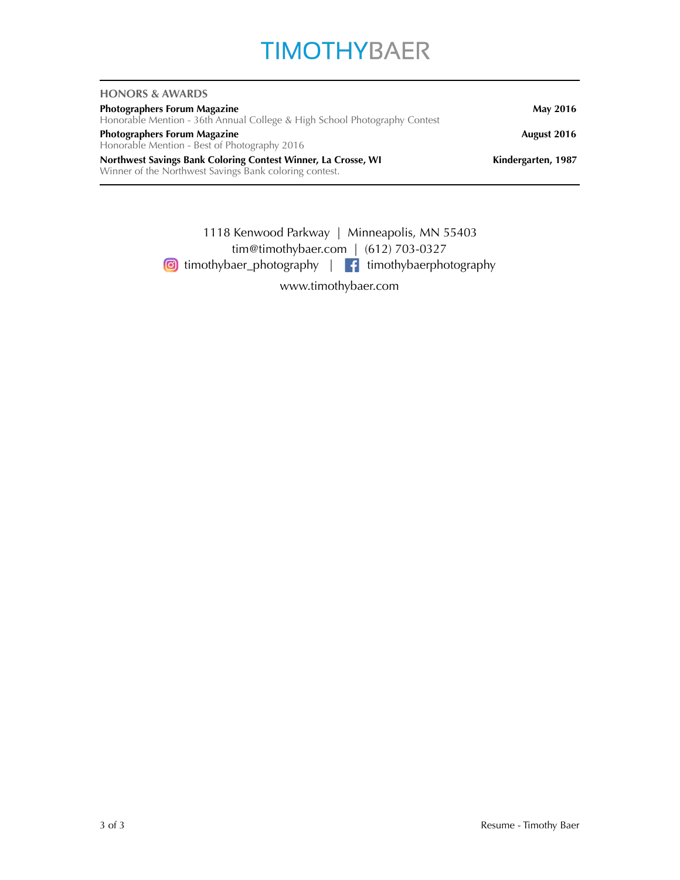# TIMOTHYBAER

## HONORS & AWARDS

**Photographers Forum Magazine** — **May 2016**
Honorable Mention - 36th Annual College & High School Photography Contest

**Photographers Forum Magazine** — **August 2016**
Honorable Mention - Best of Photography 2016

**Northwest Savings Bank Coloring Contest Winner, La Crosse, WI** — **Kindergarten, 1987**
Winner of the Northwest Savings Bank coloring contest.

1118 Kenwood Parkway | Minneapolis, MN 55403
tim@timothybaer.com | (612) 703-0327
timothybaer_photography | timothybaerphotography
www.timothybaer.com